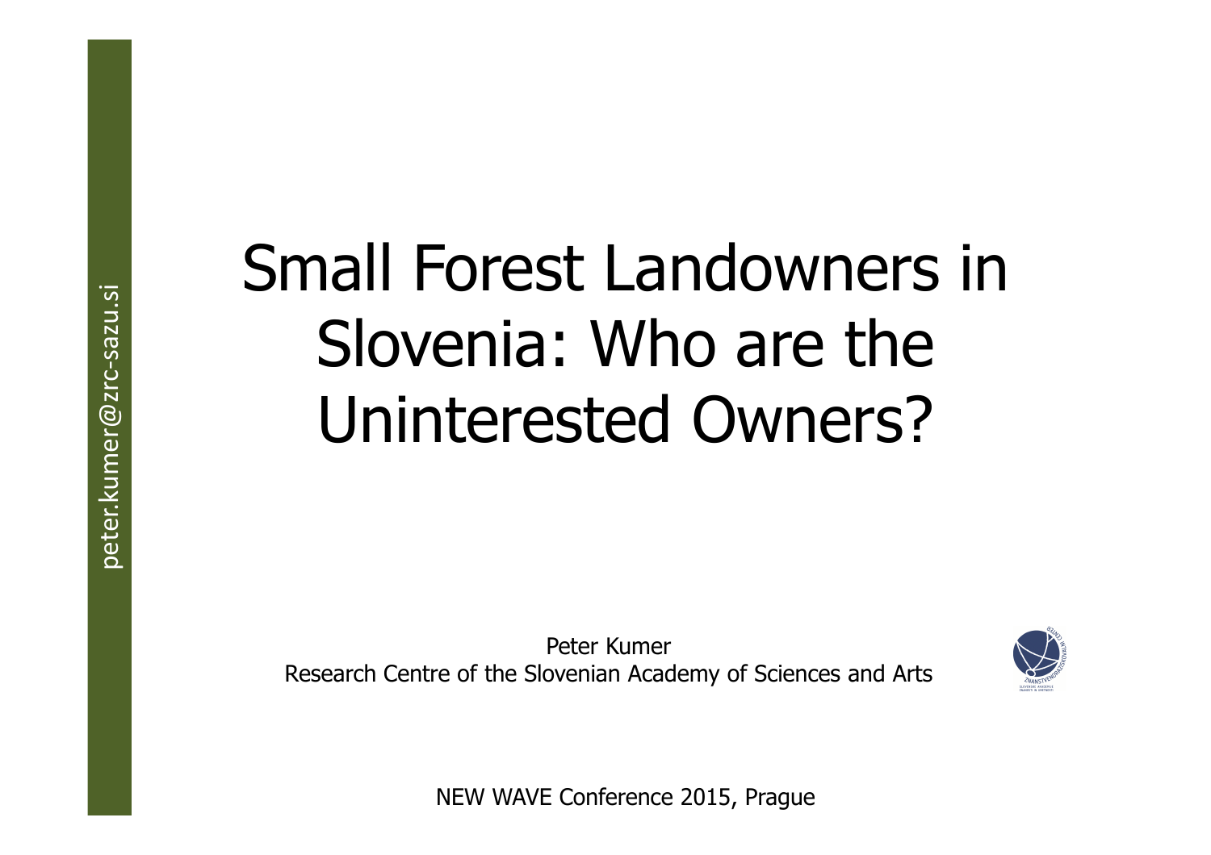peter.kumer@zrc-sazu.si

# Small Forest Landowners in Slovenia: Who are the Uninterested Owners?

Peter Kumer
Research Centre of the Slovenian Academy of Sciences and Arts

NEW WAVE Conference 2015, Prague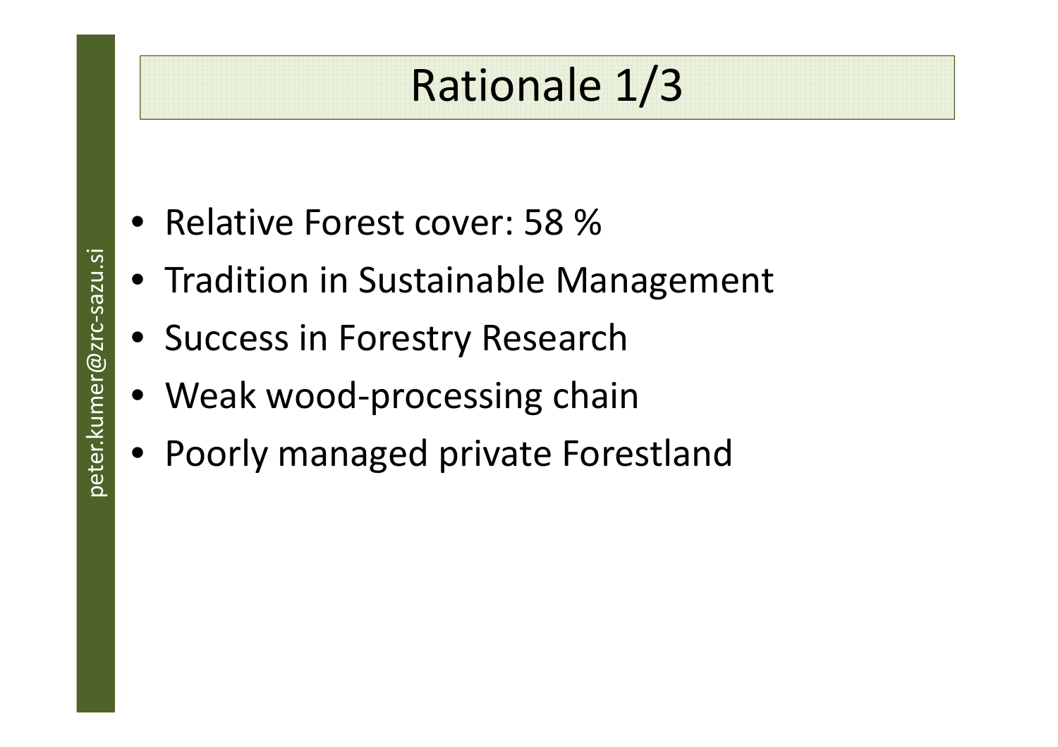# Rationale 1/3

- Relative Forest cover: 58 %
- Tradition in Sustainable Management
- Success in Forestry Research
- Weak wood-processing chain
- Poorly managed private Forestland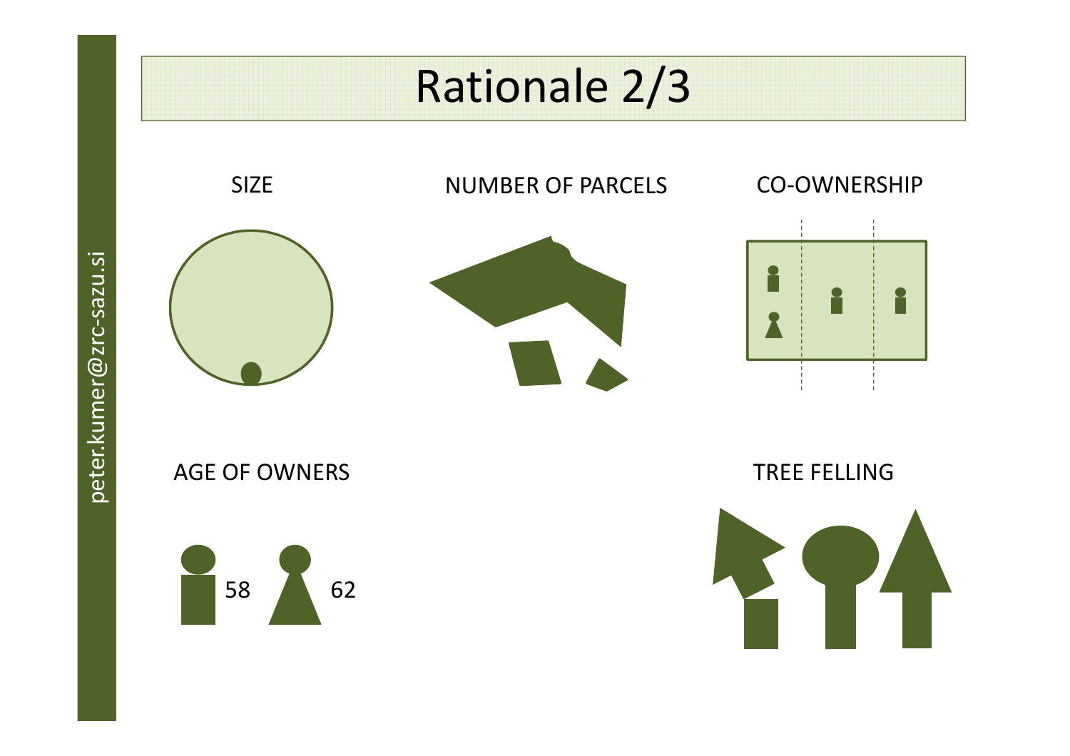# Rationale 2/3

SIZE

NUMBER OF PARCELS

CO-OWNERSHIP

AGE OF OWNERS

58

62

TREE FELLING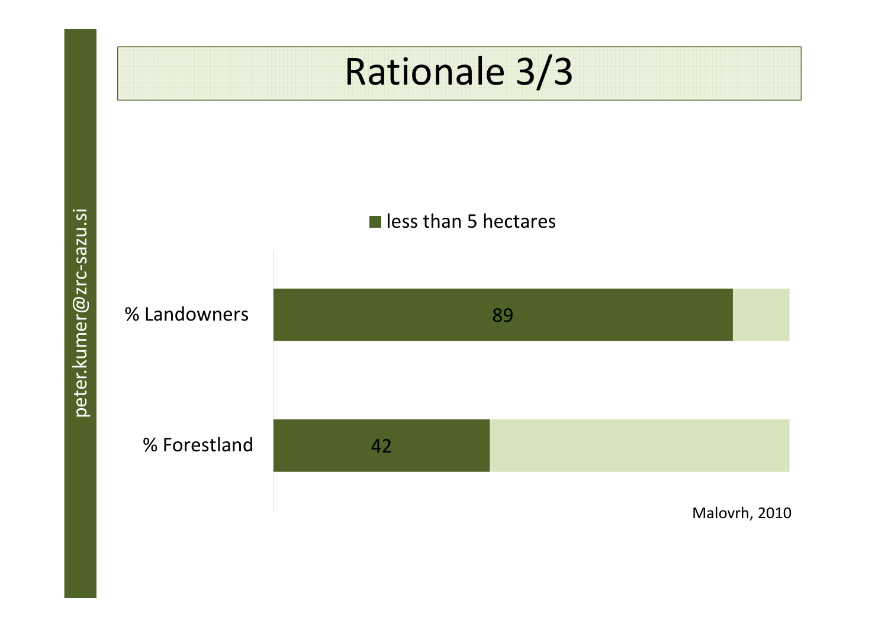# Rationale 3/3

■ less than 5 hectares

| | less than 5 hectares |
|---|---|
| % Landowners | 89 |
| % Forestland | 42 |

Malovrh, 2010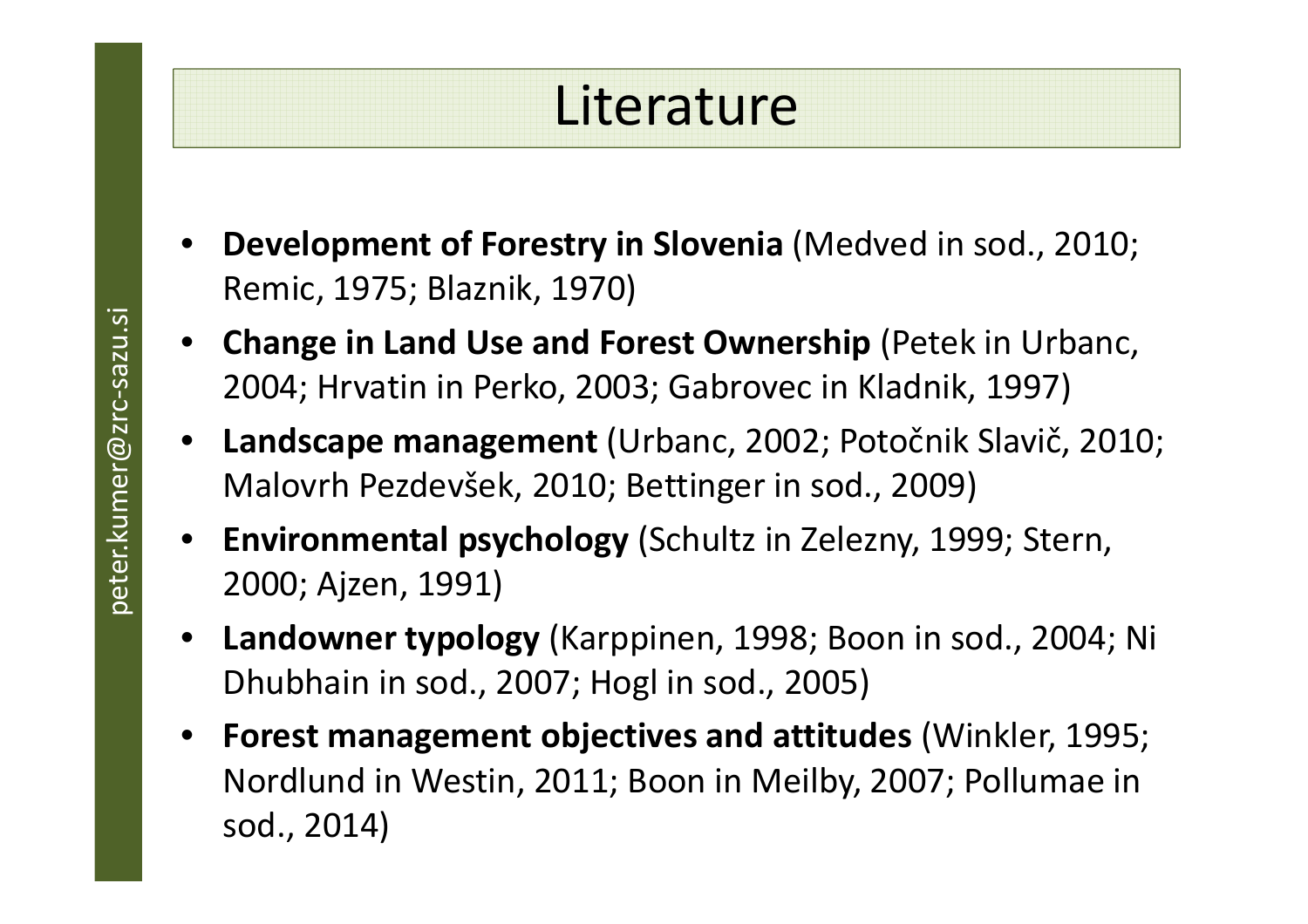# Literature

- **Development of Forestry in Slovenia** (Medved in sod., 2010; Remic, 1975; Blaznik, 1970)
- **Change in Land Use and Forest Ownership** (Petek in Urbanc, 2004; Hrvatin in Perko, 2003; Gabrovec in Kladnik, 1997)
- **Landscape management** (Urbanc, 2002; Potočnik Slavič, 2010; Malovrh Pezdevšek, 2010; Bettinger in sod., 2009)
- **Environmental psychology** (Schultz in Zelezny, 1999; Stern, 2000; Ajzen, 1991)
- **Landowner typology** (Karppinen, 1998; Boon in sod., 2004; Ni Dhubhain in sod., 2007; Hogl in sod., 2005)
- **Forest management objectives and attitudes** (Winkler, 1995; Nordlund in Westin, 2011; Boon in Meilby, 2007; Pollumae in sod., 2014)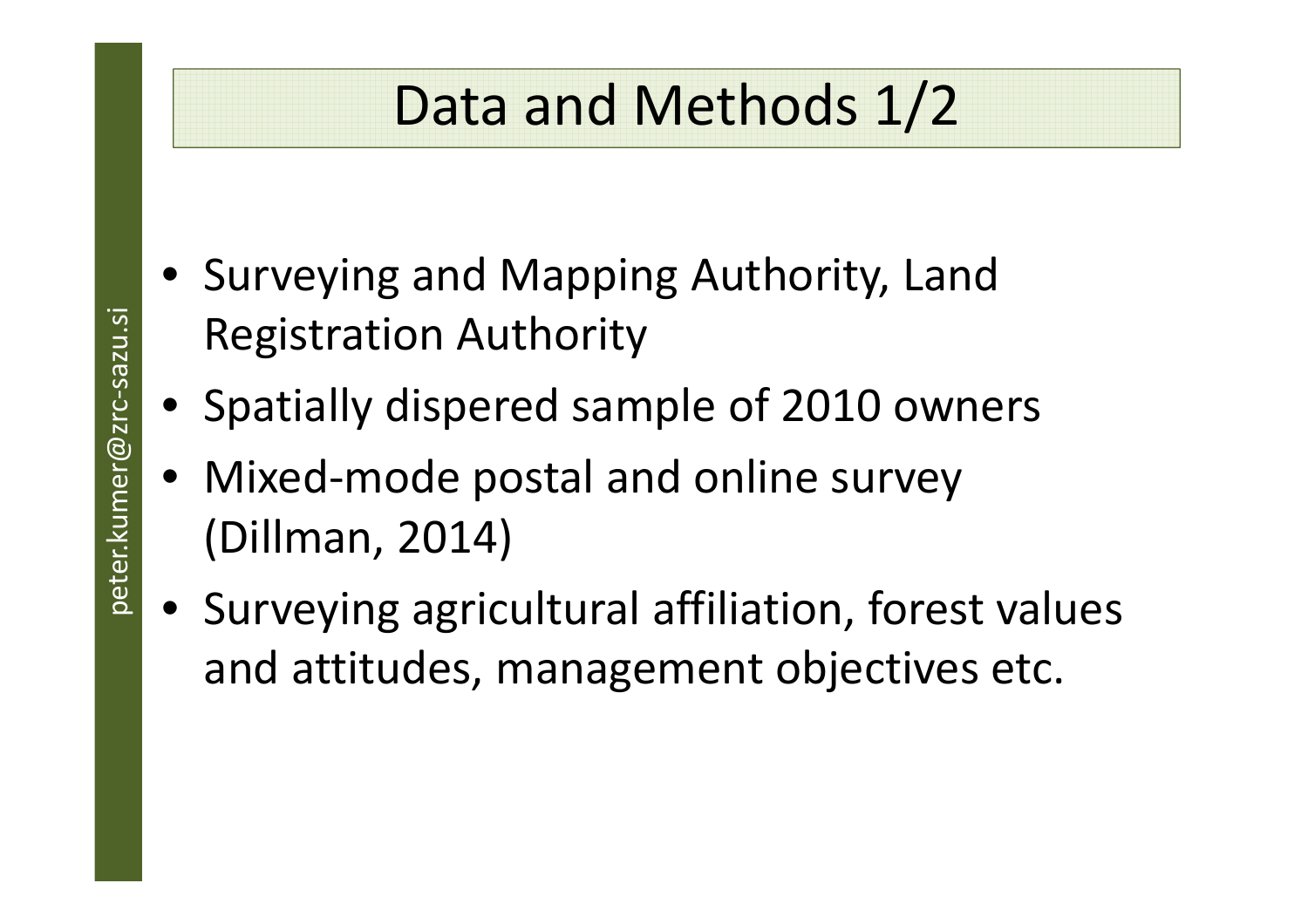# Data and Methods 1/2

- Surveying and Mapping Authority, Land Registration Authority
- Spatially dispered sample of 2010 owners
- Mixed-mode postal and online survey (Dillman, 2014)
- Surveying agricultural affiliation, forest values and attitudes, management objectives etc.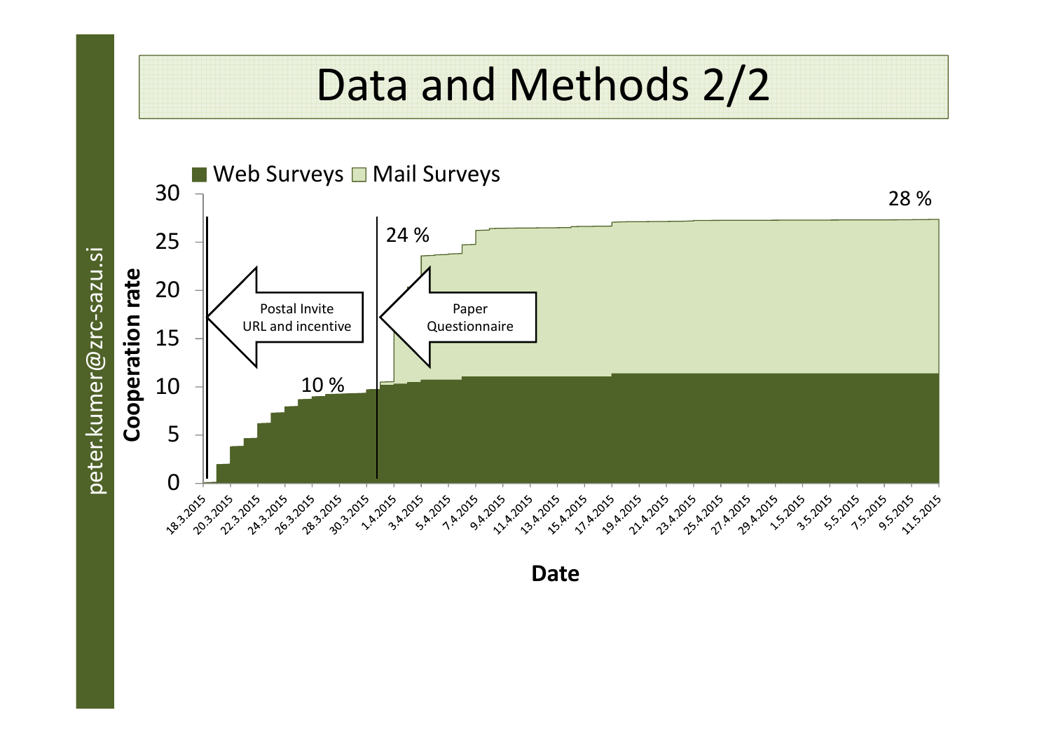# Data and Methods 2/2

■ Web Surveys □ Mail Surveys

Cooperation rate

Postal Invite
URL and incentive

Paper
Questionnaire

10 %

24 %

28 %

Date

18.3.2015 20.3.2015 22.3.2015 24.3.2015 26.3.2015 28.3.2015 30.3.2015 1.4.2015 3.4.2015 5.4.2015 7.4.2015 9.4.2015 11.4.2015 13.4.2015 15.4.2015 17.4.2015 19.4.2015 21.4.2015 23.4.2015 25.4.2015 27.4.2015 29.4.2015 1.5.2015 3.5.2015 5.5.2015 7.5.2015 9.5.2015 11.5.2015

peter.kumer@zrc-sazu.si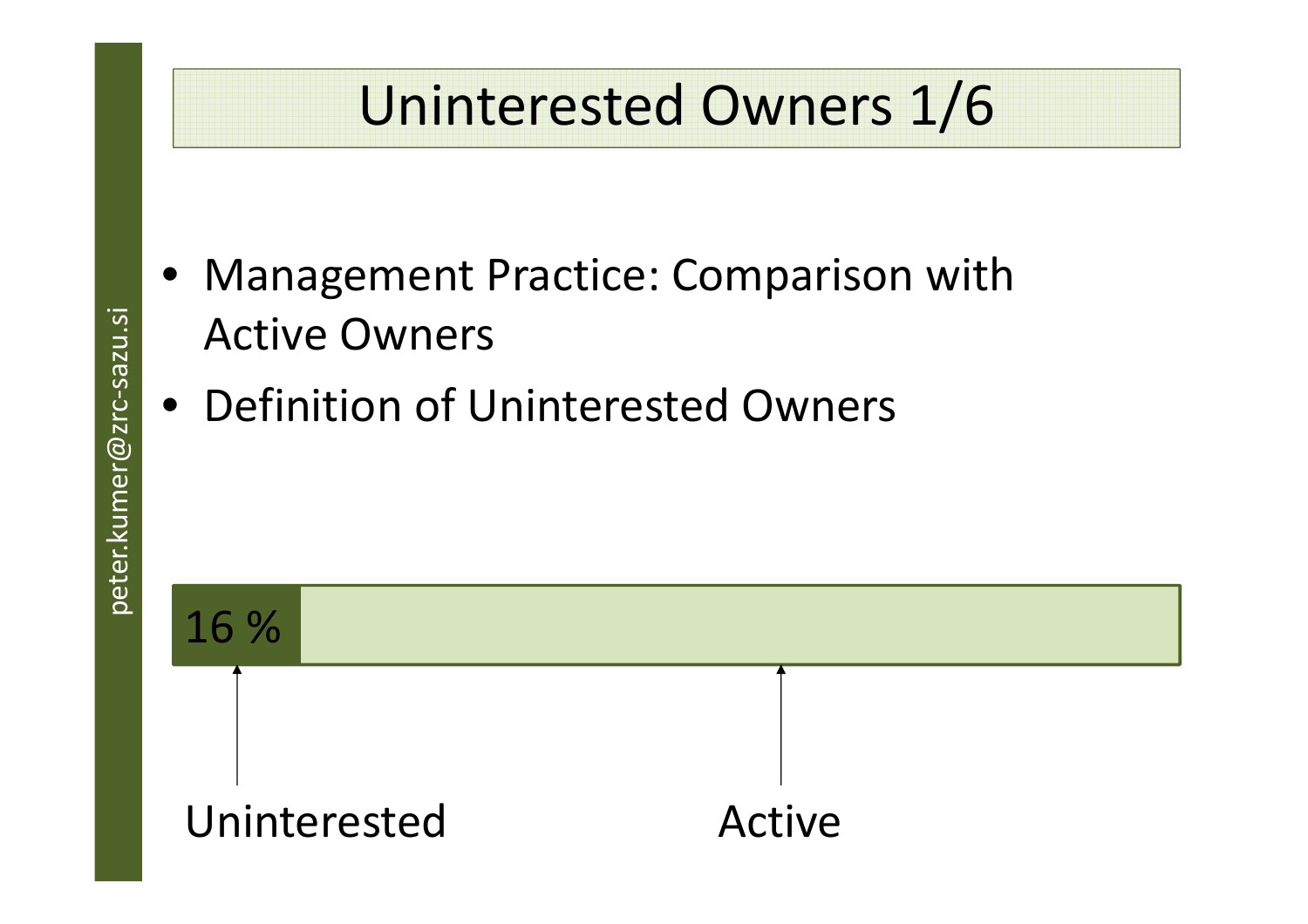# Uninterested Owners 1/6

- Management Practice: Comparison with Active Owners
- Definition of Uninterested Owners

16 %

Uninterested

Active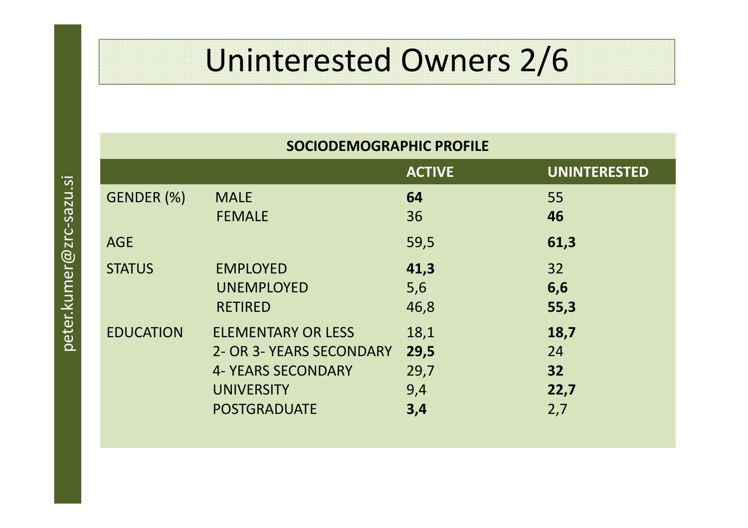# Uninterested Owners 2/6

| SOCIODEMOGRAPHIC PROFILE | | | |
|---|---|---|---|
| | | **ACTIVE** | **UNINTERESTED** |
| GENDER (%) | MALE | **64** | 55 |
| | FEMALE | 36 | **46** |
| AGE | | 59,5 | **61,3** |
| STATUS | EMPLOYED | **41,3** | 32 |
| | UNEMPLOYED | 5,6 | **6,6** |
| | RETIRED | 46,8 | **55,3** |
| EDUCATION | ELEMENTARY OR LESS | 18,1 | **18,7** |
| | 2- OR 3- YEARS SECONDARY | **29,5** | 24 |
| | 4- YEARS SECONDARY | 29,7 | **32** |
| | UNIVERSITY | 9,4 | **22,7** |
| | POSTGRADUATE | **3,4** | 2,7 |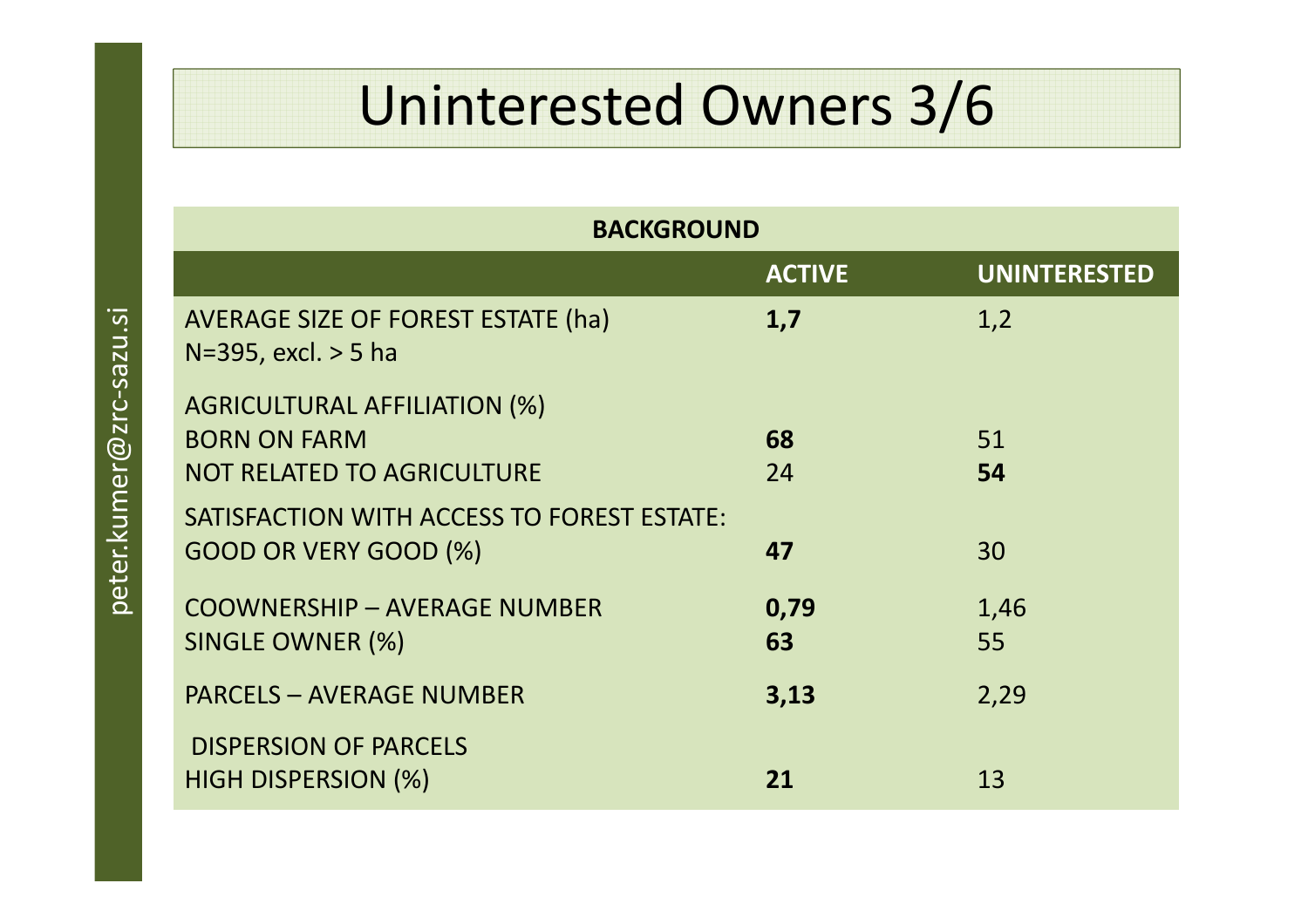# Uninterested Owners 3/6

| BACKGROUND | | |
|---|---|---|
| | **ACTIVE** | **UNINTERESTED** |
| AVERAGE SIZE OF FOREST ESTATE (ha) N=395, excl. > 5 ha | **1,7** | 1,2 |
| AGRICULTURAL AFFILIATION (%) | | |
| BORN ON FARM | **68** | 51 |
| NOT RELATED TO AGRICULTURE | 24 | **54** |
| SATISFACTION WITH ACCESS TO FOREST ESTATE: GOOD OR VERY GOOD (%) | **47** | 30 |
| COOWNERSHIP – AVERAGE NUMBER | **0,79** | 1,46 |
| SINGLE OWNER (%) | **63** | 55 |
| PARCELS – AVERAGE NUMBER | **3,13** | 2,29 |
| DISPERSION OF PARCELS | | |
| HIGH DISPERSION (%) | **21** | 13 |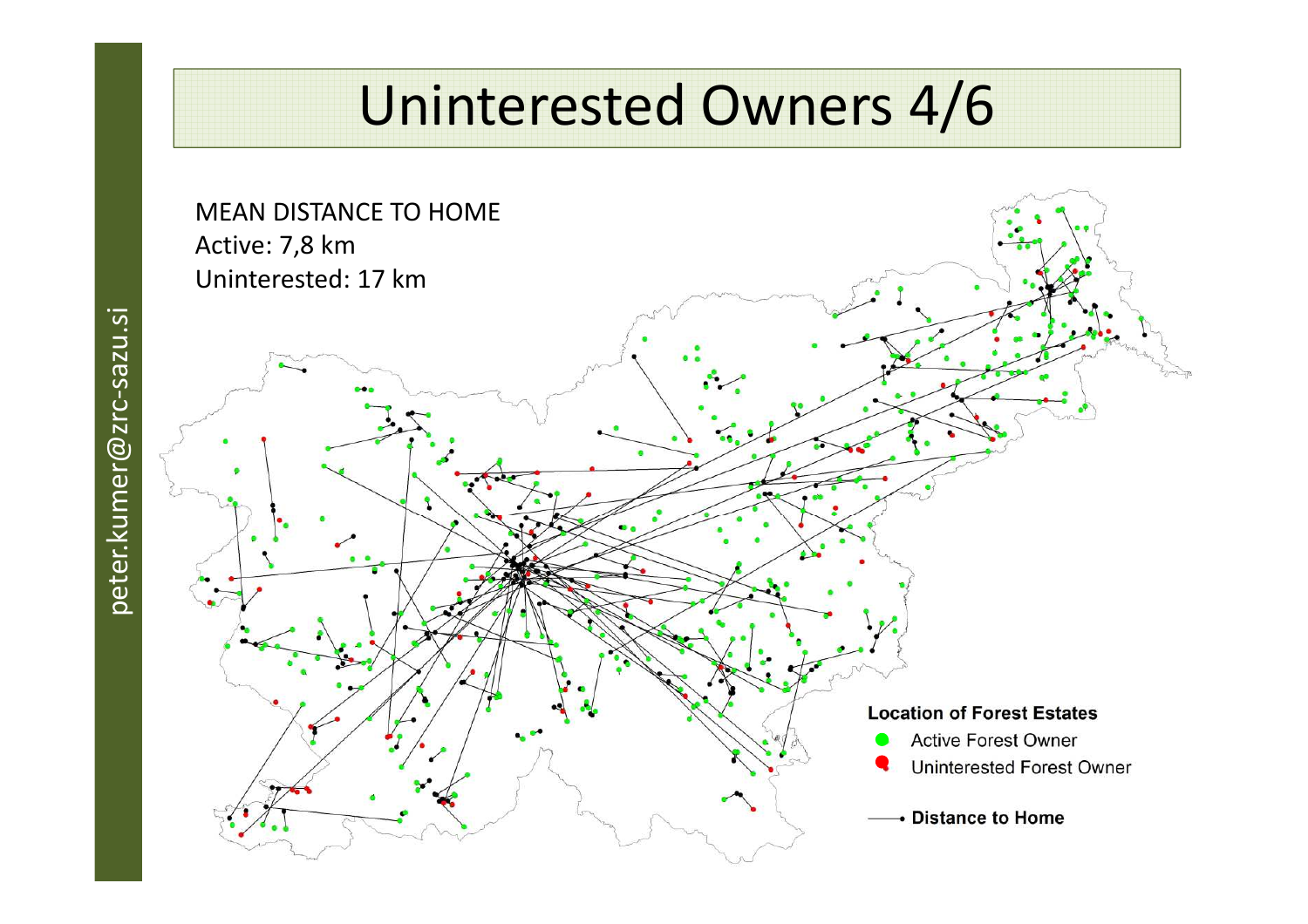# Uninterested Owners 4/6

MEAN DISTANCE TO HOME
Active: 7,8 km
Uninterested: 17 km

**Location of Forest Estates**

- Active Forest Owner
- Uninterested Forest Owner

**Distance to Home**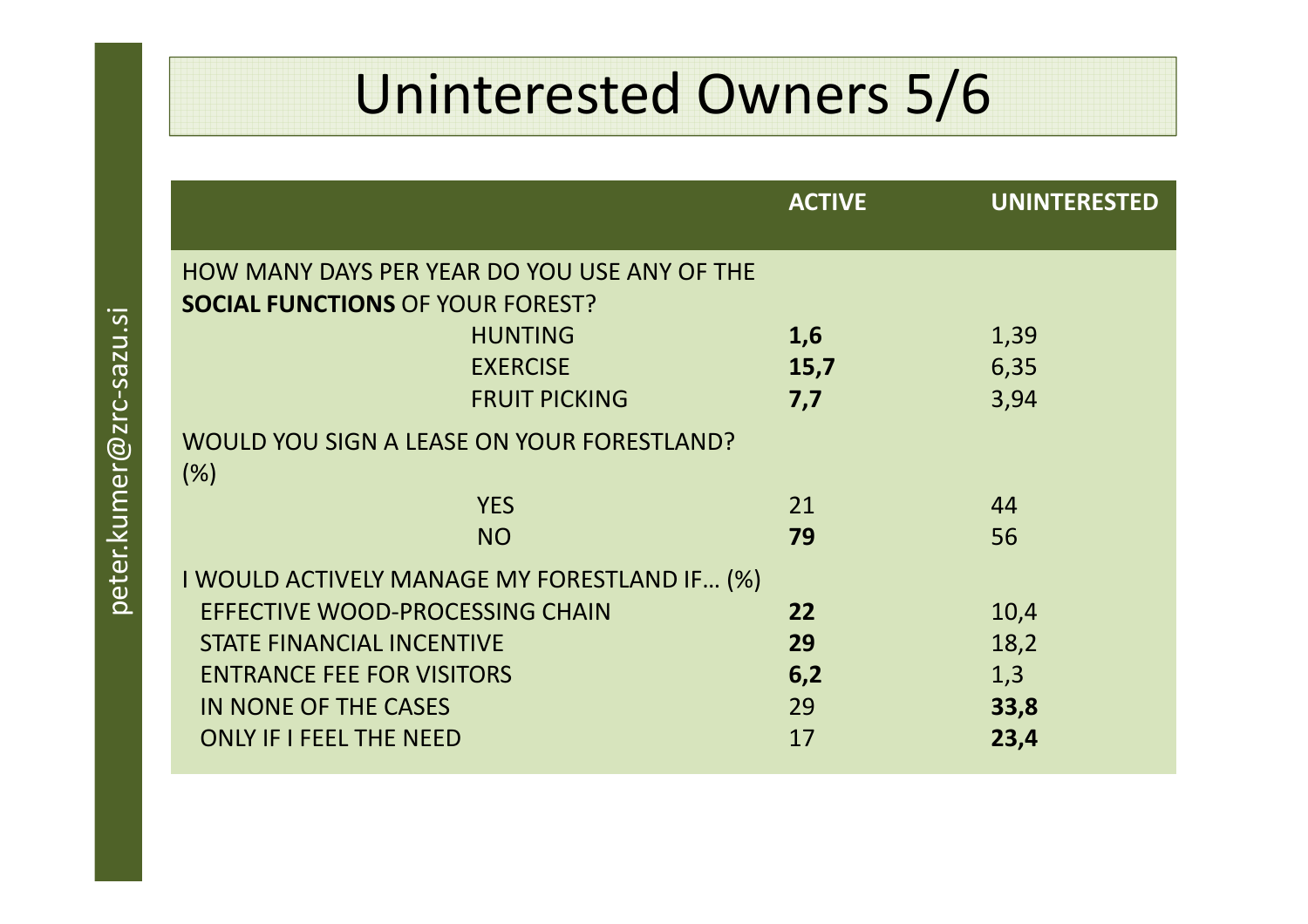# Uninterested Owners 5/6

| | ACTIVE | UNINTERESTED |
|---|---|---|
| HOW MANY DAYS PER YEAR DO YOU USE ANY OF THE **SOCIAL FUNCTIONS** OF YOUR FOREST? | | |
| HUNTING | **1,6** | 1,39 |
| EXERCISE | **15,7** | 6,35 |
| FRUIT PICKING | **7,7** | 3,94 |
| WOULD YOU SIGN A LEASE ON YOUR FORESTLAND? (%) | | |
| YES | 21 | 44 |
| NO | **79** | 56 |
| I WOULD ACTIVELY MANAGE MY FORESTLAND IF… (%) | | |
| EFFECTIVE WOOD-PROCESSING CHAIN | **22** | 10,4 |
| STATE FINANCIAL INCENTIVE | **29** | 18,2 |
| ENTRANCE FEE FOR VISITORS | **6,2** | 1,3 |
| IN NONE OF THE CASES | 29 | **33,8** |
| ONLY IF I FEEL THE NEED | 17 | **23,4** |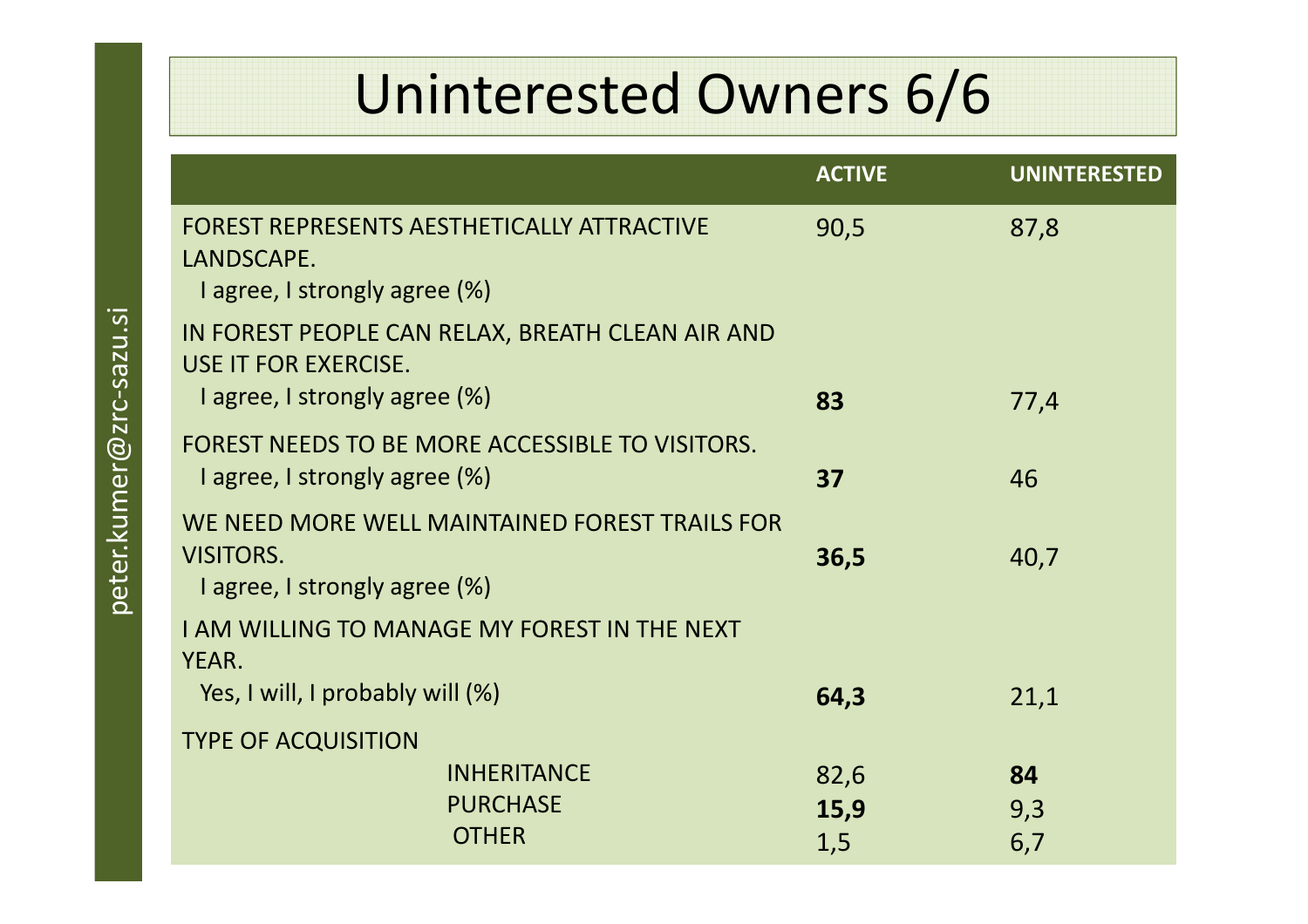# Uninterested Owners 6/6

| | ACTIVE | UNINTERESTED |
|---|---|---|
| FOREST REPRESENTS AESTHETICALLY ATTRACTIVE LANDSCAPE. I agree, I strongly agree (%) | 90,5 | 87,8 |
| IN FOREST PEOPLE CAN RELAX, BREATH CLEAN AIR AND USE IT FOR EXERCISE. I agree, I strongly agree (%) | **83** | 77,4 |
| FOREST NEEDS TO BE MORE ACCESSIBLE TO VISITORS. I agree, I strongly agree (%) | **37** | 46 |
| WE NEED MORE WELL MAINTAINED FOREST TRAILS FOR VISITORS. I agree, I strongly agree (%) | **36,5** | 40,7 |
| I AM WILLING TO MANAGE MY FOREST IN THE NEXT YEAR. Yes, I will, I probably will (%) | **64,3** | 21,1 |
| TYPE OF ACQUISITION | | |
| INHERITANCE | 82,6 | **84** |
| PURCHASE | **15,9** | 9,3 |
| OTHER | 1,5 | 6,7 |

peter.kumer@zrc-sazu.si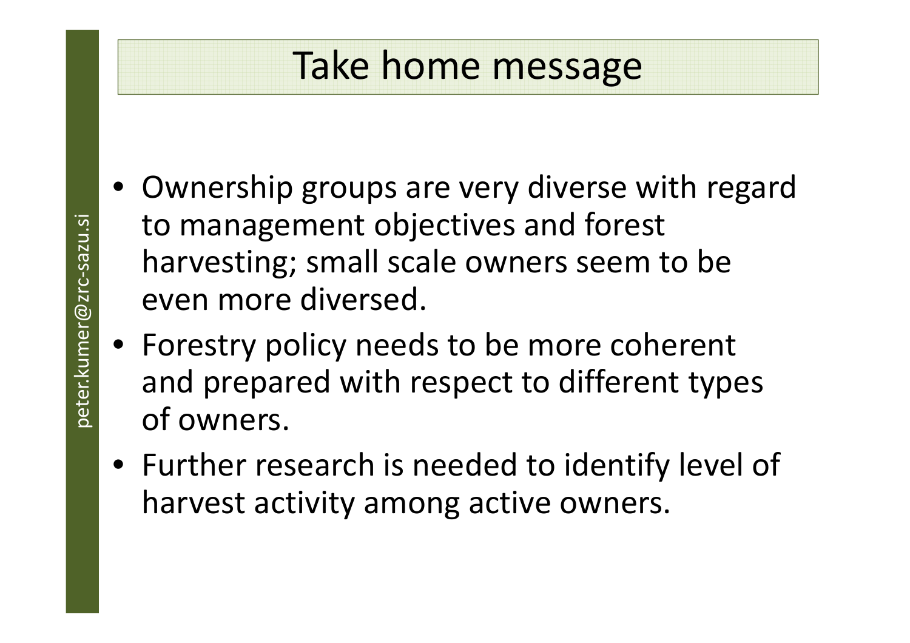# Take home message

- Ownership groups are very diverse with regard to management objectives and forest harvesting; small scale owners seem to be even more diversed.
- Forestry policy needs to be more coherent and prepared with respect to different types of owners.
- Further research is needed to identify level of harvest activity among active owners.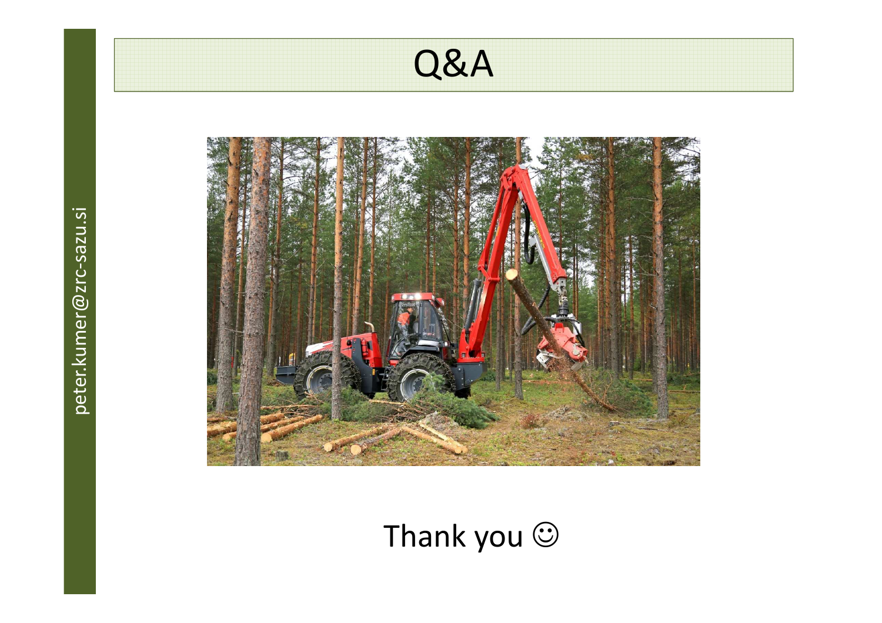# Q&A

Thank you ☺

peter.kumer@zrc-sazu.si